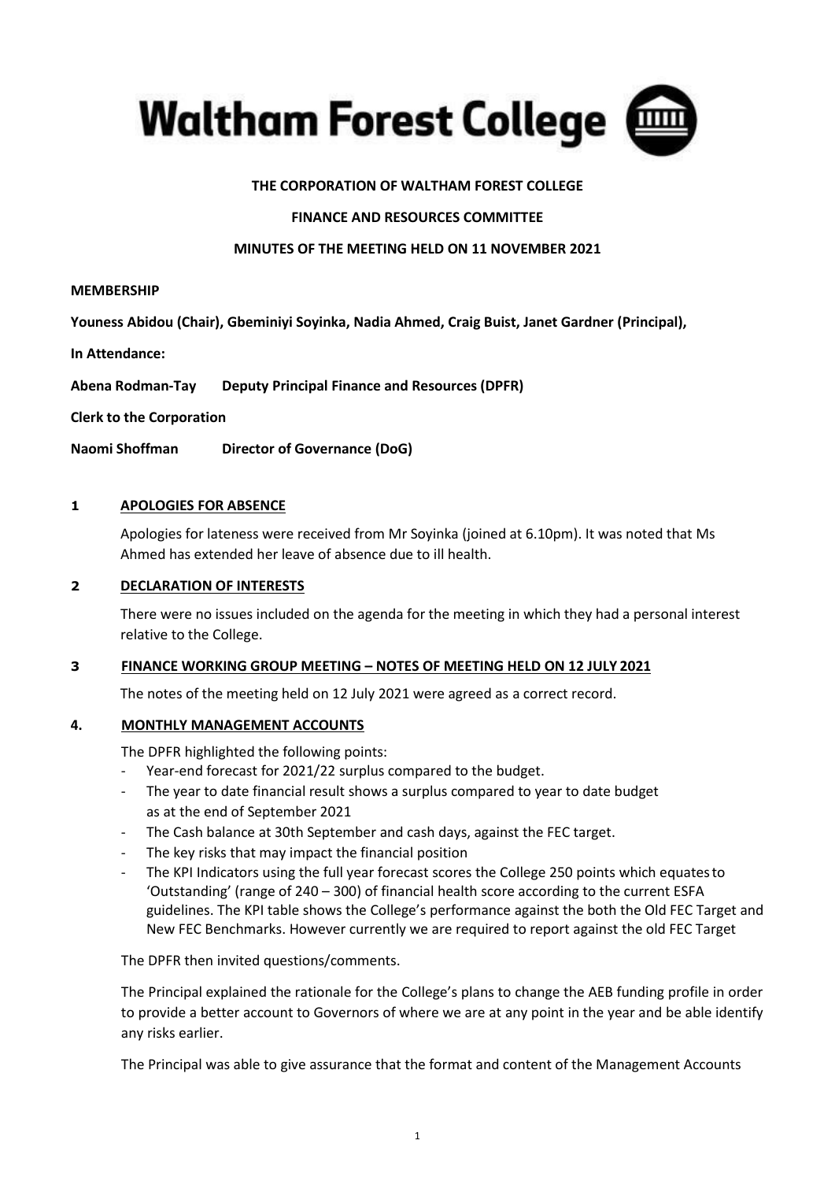# Waltham Forest College

**THE CORPORATION OF WALTHAM FOREST COLLEGE**

**FINANCE AND RESOURCES COMMITTEE**

**MINUTES OF THE MEETING HELD ON 11 NOVEMBER 2021**

**MEMBERSHIP**

**Youness Abidou (Chair), Gbeminiyi Soyinka, Nadia Ahmed, Craig Buist, Janet Gardner (Principal),**

**In Attendance:**

**Abena Rodman-Tay Deputy Principal Finance and Resources (DPFR)**

**Clerk to the Corporation**

**Naomi Shoffman Director of Governance (DoG)**

## 1 APOLOGIES FOR ABSENCE

Apologies for lateness were received from Mr Soyinka (joined at 6.10pm). It was noted that Ms Ahmed has extended her leave of absence due to ill health.

## 2 DECLARATION OF INTERESTS

There were no issues included on the agenda for the meeting in which they had a personal interest relative to the College.

## 3 FINANCE WORKING GROUP MEETING – NOTES OF MEETING HELD ON 12 JULY 2021

The notes of the meeting held on 12 July 2021 were agreed as a correct record.

## 4. MONTHLY MANAGEMENT ACCOUNTS

The DPFR highlighted the following points:

- Year-end forecast for 2021/22 surplus compared to the budget.
- The year to date financial result shows a surplus compared to year to date budget as at the end of September 2021
- The Cash balance at 30th September and cash days, against the FEC target.
- The key risks that may impact the financial position
- The KPI Indicators using the full year forecast scores the College 250 points which equates to 'Outstanding' (range of 240 – 300) of financial health score according to the current ESFA guidelines. The KPI table shows the College's performance against the both the Old FEC Target and New FEC Benchmarks. However currently we are required to report against the old FEC Target

The DPFR then invited questions/comments.

The Principal explained the rationale for the College's plans to change the AEB funding profile in order to provide a better account to Governors of where we are at any point in the year and be able identify any risks earlier.

The Principal was able to give assurance that the format and content of the Management Accounts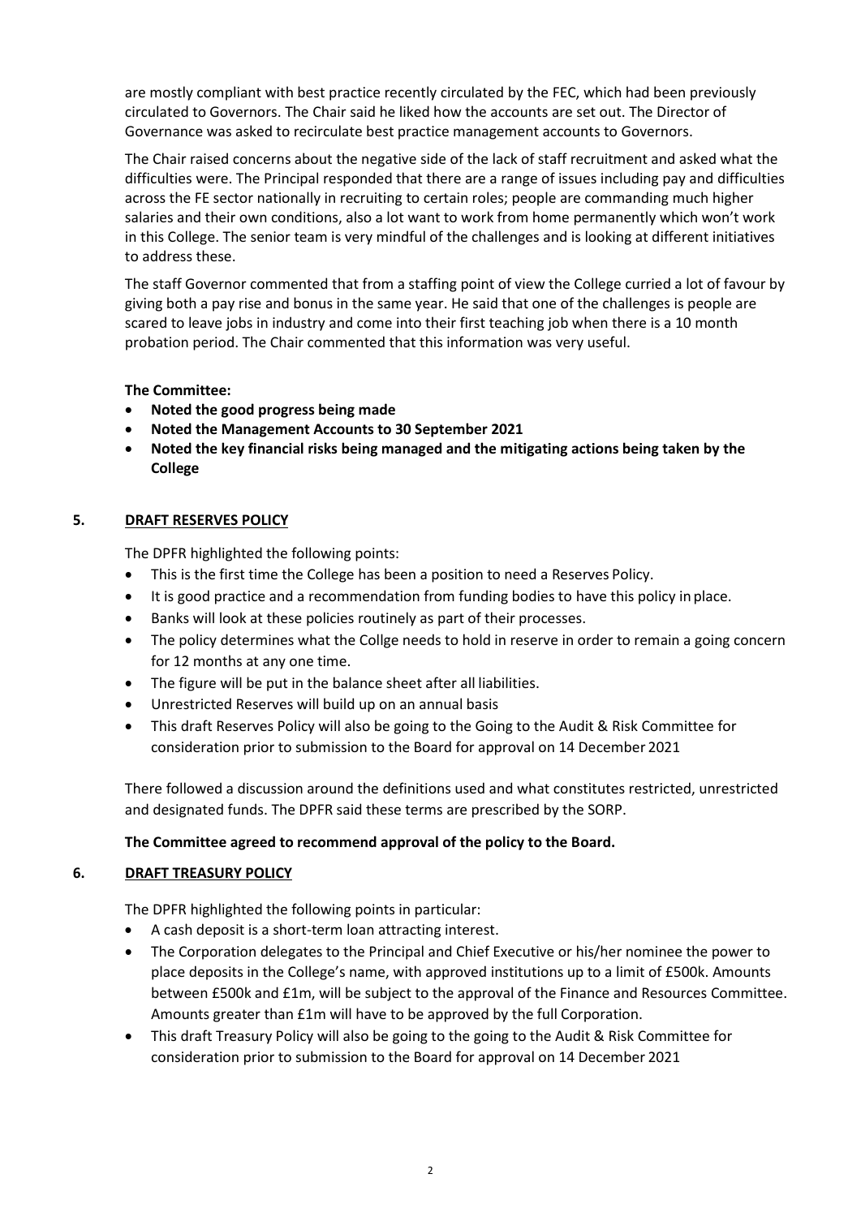are mostly compliant with best practice recently circulated by the FEC, which had been previously circulated to Governors. The Chair said he liked how the accounts are set out. The Director of Governance was asked to recirculate best practice management accounts to Governors.

The Chair raised concerns about the negative side of the lack of staff recruitment and asked what the difficulties were. The Principal responded that there are a range of issues including pay and difficulties across the FE sector nationally in recruiting to certain roles; people are commanding much higher salaries and their own conditions, also a lot want to work from home permanently which won't work in this College. The senior team is very mindful of the challenges and is looking at different initiatives to address these.

The staff Governor commented that from a staffing point of view the College curried a lot of favour by giving both a pay rise and bonus in the same year. He said that one of the challenges is people are scared to leave jobs in industry and come into their first teaching job when there is a 10 month probation period. The Chair commented that this information was very useful.

**The Committee:**

- **Noted the good progress being made**
- **Noted the Management Accounts to 30 September 2021**
- **Noted the key financial risks being managed and the mitigating actions being taken by the College**

## 5. DRAFT RESERVES POLICY

The DPFR highlighted the following points:

- This is the first time the College has been a position to need a Reserves Policy.
- It is good practice and a recommendation from funding bodies to have this policy in place.
- Banks will look at these policies routinely as part of their processes.
- The policy determines what the Collge needs to hold in reserve in order to remain a going concern for 12 months at any one time.
- The figure will be put in the balance sheet after all liabilities.
- Unrestricted Reserves will build up on an annual basis
- This draft Reserves Policy will also be going to the Going to the Audit & Risk Committee for consideration prior to submission to the Board for approval on 14 December 2021

There followed a discussion around the definitions used and what constitutes restricted, unrestricted and designated funds. The DPFR said these terms are prescribed by the SORP.

**The Committee agreed to recommend approval of the policy to the Board.**

## 6. DRAFT TREASURY POLICY

The DPFR highlighted the following points in particular:

- A cash deposit is a short-term loan attracting interest.
- The Corporation delegates to the Principal and Chief Executive or his/her nominee the power to place deposits in the College's name, with approved institutions up to a limit of £500k. Amounts between £500k and £1m, will be subject to the approval of the Finance and Resources Committee. Amounts greater than £1m will have to be approved by the full Corporation.
- This draft Treasury Policy will also be going to the going to the Audit & Risk Committee for consideration prior to submission to the Board for approval on 14 December 2021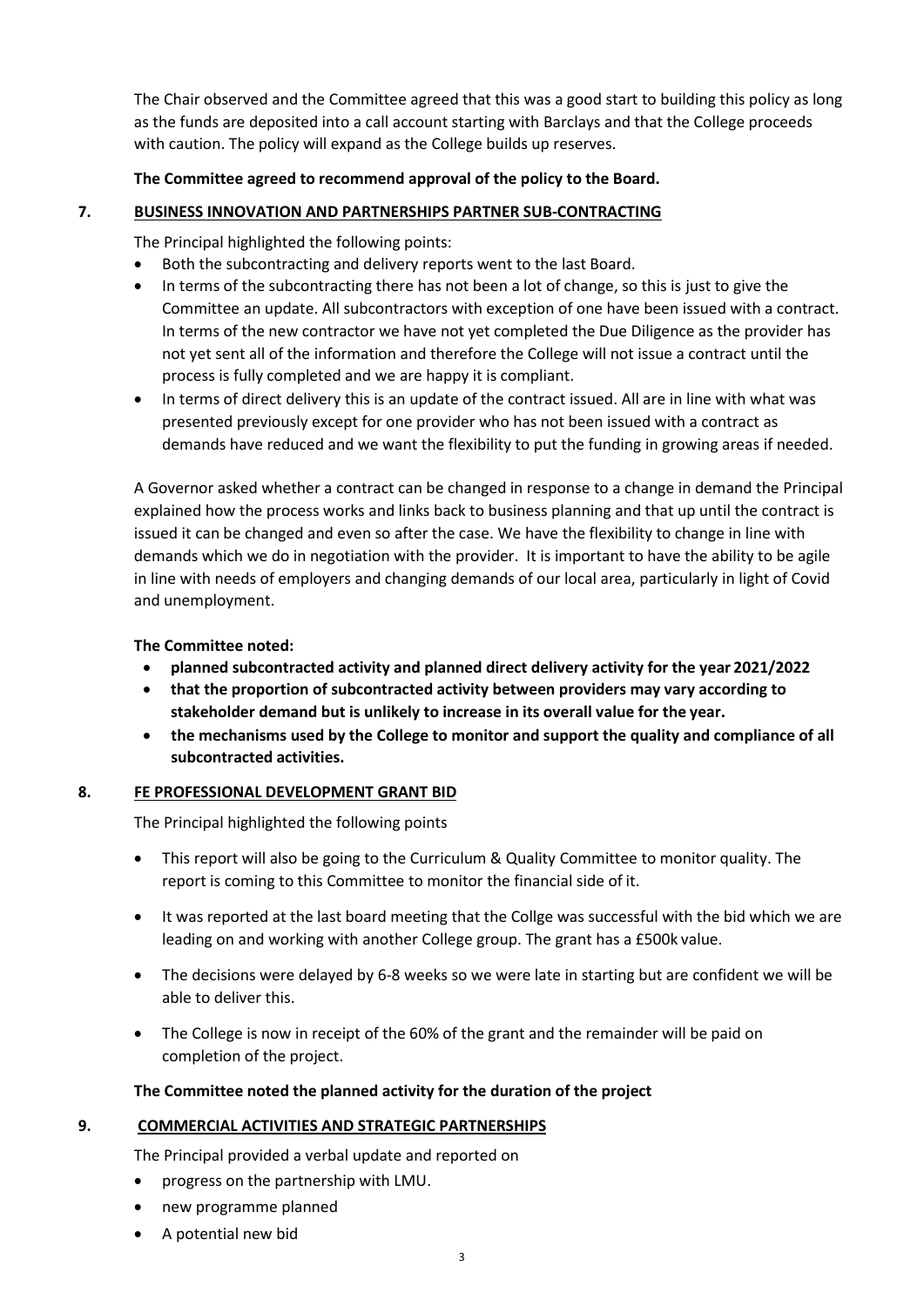The Chair observed and the Committee agreed that this was a good start to building this policy as long as the funds are deposited into a call account starting with Barclays and that the College proceeds with caution. The policy will expand as the College builds up reserves.

**The Committee agreed to recommend approval of the policy to the Board.**

## 7. BUSINESS INNOVATION AND PARTNERSHIPS PARTNER SUB-CONTRACTING

The Principal highlighted the following points:

- Both the subcontracting and delivery reports went to the last Board.
- In terms of the subcontracting there has not been a lot of change, so this is just to give the Committee an update. All subcontractors with exception of one have been issued with a contract. In terms of the new contractor we have not yet completed the Due Diligence as the provider has not yet sent all of the information and therefore the College will not issue a contract until the process is fully completed and we are happy it is compliant.
- In terms of direct delivery this is an update of the contract issued. All are in line with what was presented previously except for one provider who has not been issued with a contract as demands have reduced and we want the flexibility to put the funding in growing areas if needed.

A Governor asked whether a contract can be changed in response to a change in demand the Principal explained how the process works and links back to business planning and that up until the contract is issued it can be changed and even so after the case. We have the flexibility to change in line with demands which we do in negotiation with the provider. It is important to have the ability to be agile in line with needs of employers and changing demands of our local area, particularly in light of Covid and unemployment.

**The Committee noted:**

- **planned subcontracted activity and planned direct delivery activity for the year 2021/2022**
- **that the proportion of subcontracted activity between providers may vary according to stakeholder demand but is unlikely to increase in its overall value for the year.**
- **the mechanisms used by the College to monitor and support the quality and compliance of all subcontracted activities.**

## 8. FE PROFESSIONAL DEVELOPMENT GRANT BID

The Principal highlighted the following points

- This report will also be going to the Curriculum & Quality Committee to monitor quality. The report is coming to this Committee to monitor the financial side of it.
- It was reported at the last board meeting that the Collge was successful with the bid which we are leading on and working with another College group. The grant has a £500k value.
- The decisions were delayed by 6-8 weeks so we were late in starting but are confident we will be able to deliver this.
- The College is now in receipt of the 60% of the grant and the remainder will be paid on completion of the project.

**The Committee noted the planned activity for the duration of the project**

## 9. COMMERCIAL ACTIVITIES AND STRATEGIC PARTNERSHIPS

The Principal provided a verbal update and reported on

- progress on the partnership with LMU.
- new programme planned
- A potential new bid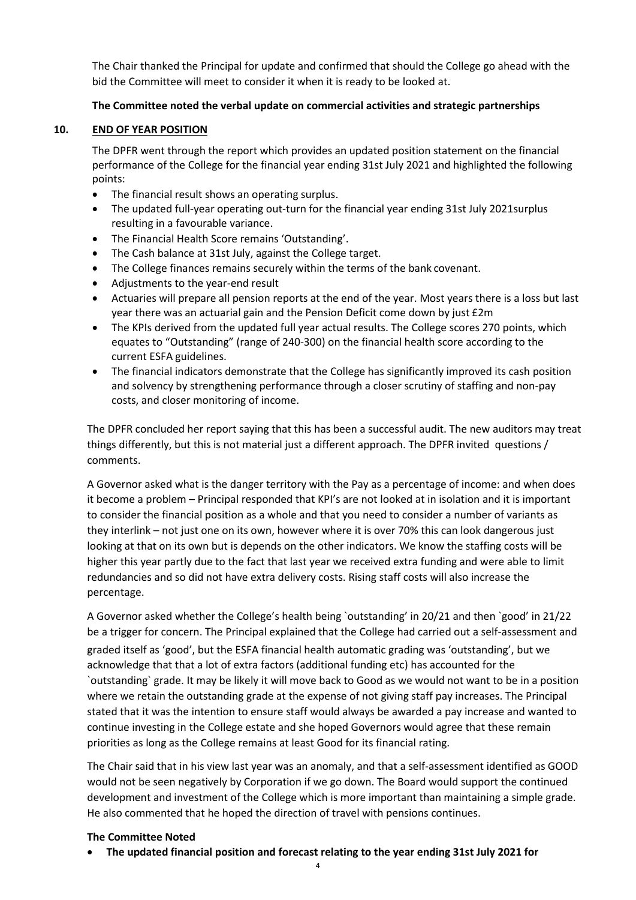The Chair thanked the Principal for update and confirmed that should the College go ahead with the bid the Committee will meet to consider it when it is ready to be looked at.

**The Committee noted the verbal update on commercial activities and strategic partnerships**

## 10. END OF YEAR POSITION

The DPFR went through the report which provides an updated position statement on the financial performance of the College for the financial year ending 31st July 2021 and highlighted the following points:

- The financial result shows an operating surplus.
- The updated full-year operating out-turn for the financial year ending 31st July 2021surplus resulting in a favourable variance.
- The Financial Health Score remains 'Outstanding'.
- The Cash balance at 31st July, against the College target.
- The College finances remains securely within the terms of the bank covenant.
- Adjustments to the year-end result
- Actuaries will prepare all pension reports at the end of the year. Most years there is a loss but last year there was an actuarial gain and the Pension Deficit come down by just £2m
- The KPIs derived from the updated full year actual results. The College scores 270 points, which equates to "Outstanding" (range of 240-300) on the financial health score according to the current ESFA guidelines.
- The financial indicators demonstrate that the College has significantly improved its cash position and solvency by strengthening performance through a closer scrutiny of staffing and non-pay costs, and closer monitoring of income.

The DPFR concluded her report saying that this has been a successful audit. The new auditors may treat things differently, but this is not material just a different approach. The DPFR invited questions / comments.

A Governor asked what is the danger territory with the Pay as a percentage of income: and when does it become a problem – Principal responded that KPI's are not looked at in isolation and it is important to consider the financial position as a whole and that you need to consider a number of variants as they interlink – not just one on its own, however where it is over 70% this can look dangerous just looking at that on its own but is depends on the other indicators. We know the staffing costs will be higher this year partly due to the fact that last year we received extra funding and were able to limit redundancies and so did not have extra delivery costs. Rising staff costs will also increase the percentage.

A Governor asked whether the College's health being `outstanding' in 20/21 and then `good' in 21/22 be a trigger for concern. The Principal explained that the College had carried out a self-assessment and graded itself as 'good', but the ESFA financial health automatic grading was 'outstanding', but we acknowledge that that a lot of extra factors (additional funding etc) has accounted for the `outstanding` grade. It may be likely it will move back to Good as we would not want to be in a position where we retain the outstanding grade at the expense of not giving staff pay increases. The Principal stated that it was the intention to ensure staff would always be awarded a pay increase and wanted to continue investing in the College estate and she hoped Governors would agree that these remain priorities as long as the College remains at least Good for its financial rating.

The Chair said that in his view last year was an anomaly, and that a self-assessment identified as GOOD would not be seen negatively by Corporation if we go down. The Board would support the continued development and investment of the College which is more important than maintaining a simple grade. He also commented that he hoped the direction of travel with pensions continues.

**The Committee Noted**

- **The updated financial position and forecast relating to the year ending 31st July 2021 for**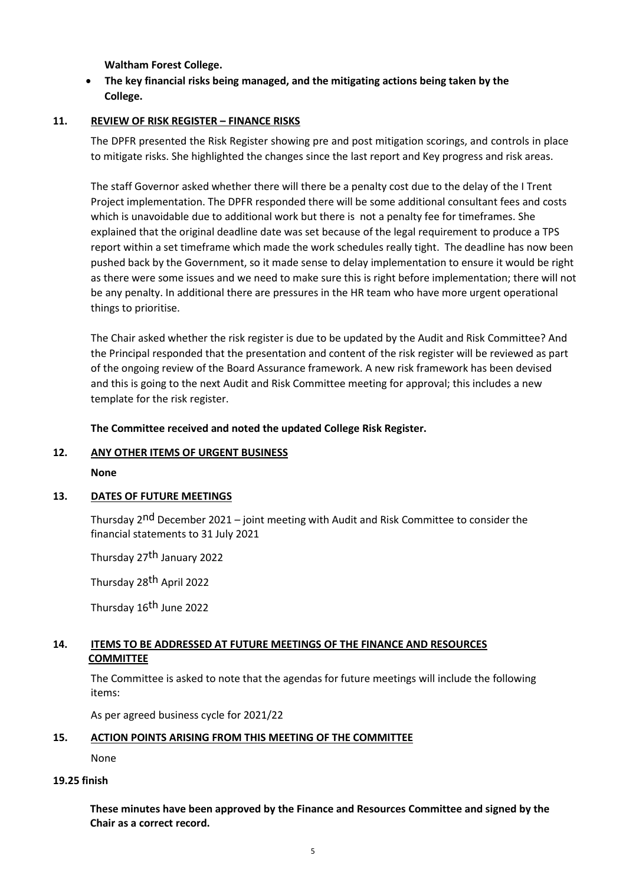**Waltham Forest College.**

- **The key financial risks being managed, and the mitigating actions being taken by the College.**

## 11. REVIEW OF RISK REGISTER – FINANCE RISKS

The DPFR presented the Risk Register showing pre and post mitigation scorings, and controls in place to mitigate risks. She highlighted the changes since the last report and Key progress and risk areas.

The staff Governor asked whether there will there be a penalty cost due to the delay of the I Trent Project implementation. The DPFR responded there will be some additional consultant fees and costs which is unavoidable due to additional work but there is not a penalty fee for timeframes. She explained that the original deadline date was set because of the legal requirement to produce a TPS report within a set timeframe which made the work schedules really tight. The deadline has now been pushed back by the Government, so it made sense to delay implementation to ensure it would be right as there were some issues and we need to make sure this is right before implementation; there will not be any penalty. In additional there are pressures in the HR team who have more urgent operational things to prioritise.

The Chair asked whether the risk register is due to be updated by the Audit and Risk Committee? And the Principal responded that the presentation and content of the risk register will be reviewed as part of the ongoing review of the Board Assurance framework. A new risk framework has been devised and this is going to the next Audit and Risk Committee meeting for approval; this includes a new template for the risk register.

**The Committee received and noted the updated College Risk Register.**

## 12. ANY OTHER ITEMS OF URGENT BUSINESS

**None**

## 13. DATES OF FUTURE MEETINGS

Thursday 2nd December 2021 – joint meeting with Audit and Risk Committee to consider the financial statements to 31 July 2021

Thursday 27th January 2022

Thursday 28th April 2022

Thursday 16th June 2022

## 14. ITEMS TO BE ADDRESSED AT FUTURE MEETINGS OF THE FINANCE AND RESOURCES COMMITTEE

The Committee is asked to note that the agendas for future meetings will include the following items:

As per agreed business cycle for 2021/22

## 15. ACTION POINTS ARISING FROM THIS MEETING OF THE COMMITTEE

None

**19.25 finish**

**These minutes have been approved by the Finance and Resources Committee and signed by the Chair as a correct record.**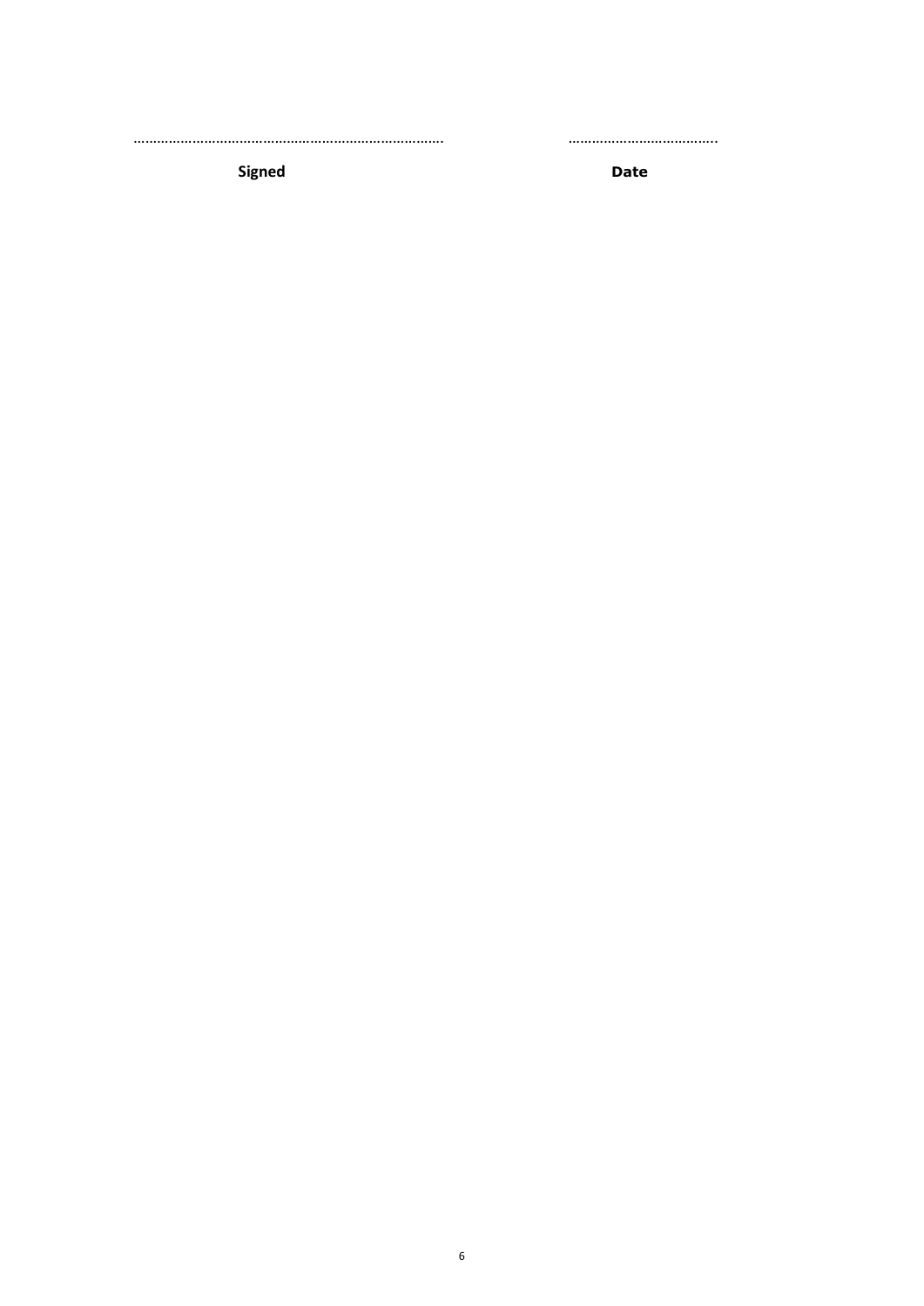……………………………………………………………………. ………………………………..

**Signed** **Date**